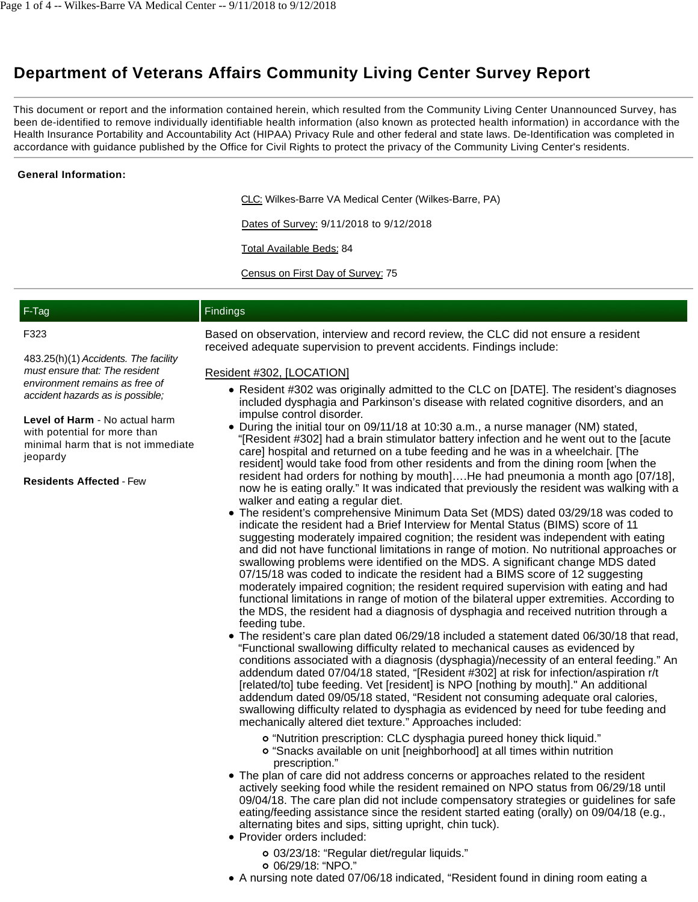# Department of Veterans Affairs Community Living Center Survey Report

This document or report and the information contained herein, which resulted from the Community Living Center Unannounced Survey, has been de-identified to remove individually identifiable health information (also known as protected health information) in accordance with the Health Insurance Portability and Accountability Act (HIPAA) Privacy Rule and other federal and state laws. De-Identification was completed in accordance with guidance published by the Office for Civil Rights to protect the privacy of the Community Living Center's residents.

**General Information:**

CLC: Wilkes-Barre VA Medical Center (Wilkes-Barre, PA)

Dates of Survey: 9/11/2018 to 9/12/2018

Total Available Beds: 84

Census on First Day of Survey: 75

| F-Tag | Findings |
| --- | --- |
| F323<br><br>483.25(h)(1) *Accidents. The facility must ensure that: The resident environment remains as free of accident hazards as is possible;*<br><br>**Level of Harm** - No actual harm with potential for more than minimal harm that is not immediate jeopardy<br><br>**Residents Affected** - Few | Based on observation, interview and record review, the CLC did not ensure a resident received adequate supervision to prevent accidents. Findings include:<br><br>Resident #302, [LOCATION]<br><br>• Resident #302 was originally admitted to the CLC on [DATE]. The resident's diagnoses included dysphagia and Parkinson's disease with related cognitive disorders, and an impulse control disorder.<br>• During the initial tour on 09/11/18 at 10:30 a.m., a nurse manager (NM) stated, "[Resident #302] had a brain stimulator battery infection and he went out to the [acute care] hospital and returned on a tube feeding and he was in a wheelchair. [The resident] would take food from other residents and from the dining room [when the resident had orders for nothing by mouth]….He had pneumonia a month ago [07/18], now he is eating orally." It was indicated that previously the resident was walking with a walker and eating a regular diet.<br>• The resident's comprehensive Minimum Data Set (MDS) dated 03/29/18 was coded to indicate the resident had a Brief Interview for Mental Status (BIMS) score of 11 suggesting moderately impaired cognition; the resident was independent with eating and did not have functional limitations in range of motion. No nutritional approaches or swallowing problems were identified on the MDS. A significant change MDS dated 07/15/18 was coded to indicate the resident had a BIMS score of 12 suggesting moderately impaired cognition; the resident required supervision with eating and had functional limitations in range of motion of the bilateral upper extremities. According to the MDS, the resident had a diagnosis of dysphagia and received nutrition through a feeding tube.<br>• The resident's care plan dated 06/29/18 included a statement dated 06/30/18 that read, "Functional swallowing difficulty related to mechanical causes as evidenced by conditions associated with a diagnosis (dysphagia)/necessity of an enteral feeding." An addendum dated 07/04/18 stated, "[Resident #302] at risk for infection/aspiration r/t [related/to] tube feeding. Vet [resident] is NPO [nothing by mouth]." An additional addendum dated 09/05/18 stated, "Resident not consuming adequate oral calories, swallowing difficulty related to dysphagia as evidenced by need for tube feeding and mechanically altered diet texture." Approaches included:<br>  ◦ "Nutrition prescription: CLC dysphagia pureed honey thick liquid."<br>  ◦ "Snacks available on unit [neighborhood] at all times within nutrition prescription."<br>• The plan of care did not address concerns or approaches related to the resident actively seeking food while the resident remained on NPO status from 06/29/18 until 09/04/18. The care plan did not include compensatory strategies or guidelines for safe eating/feeding assistance since the resident started eating (orally) on 09/04/18 (e.g., alternating bites and sips, sitting upright, chin tuck).<br>• Provider orders included:<br>  ◦ 03/23/18: "Regular diet/regular liquids."<br>  ◦ 06/29/18: "NPO."<br>• A nursing note dated 07/06/18 indicated, "Resident found in dining room eating a |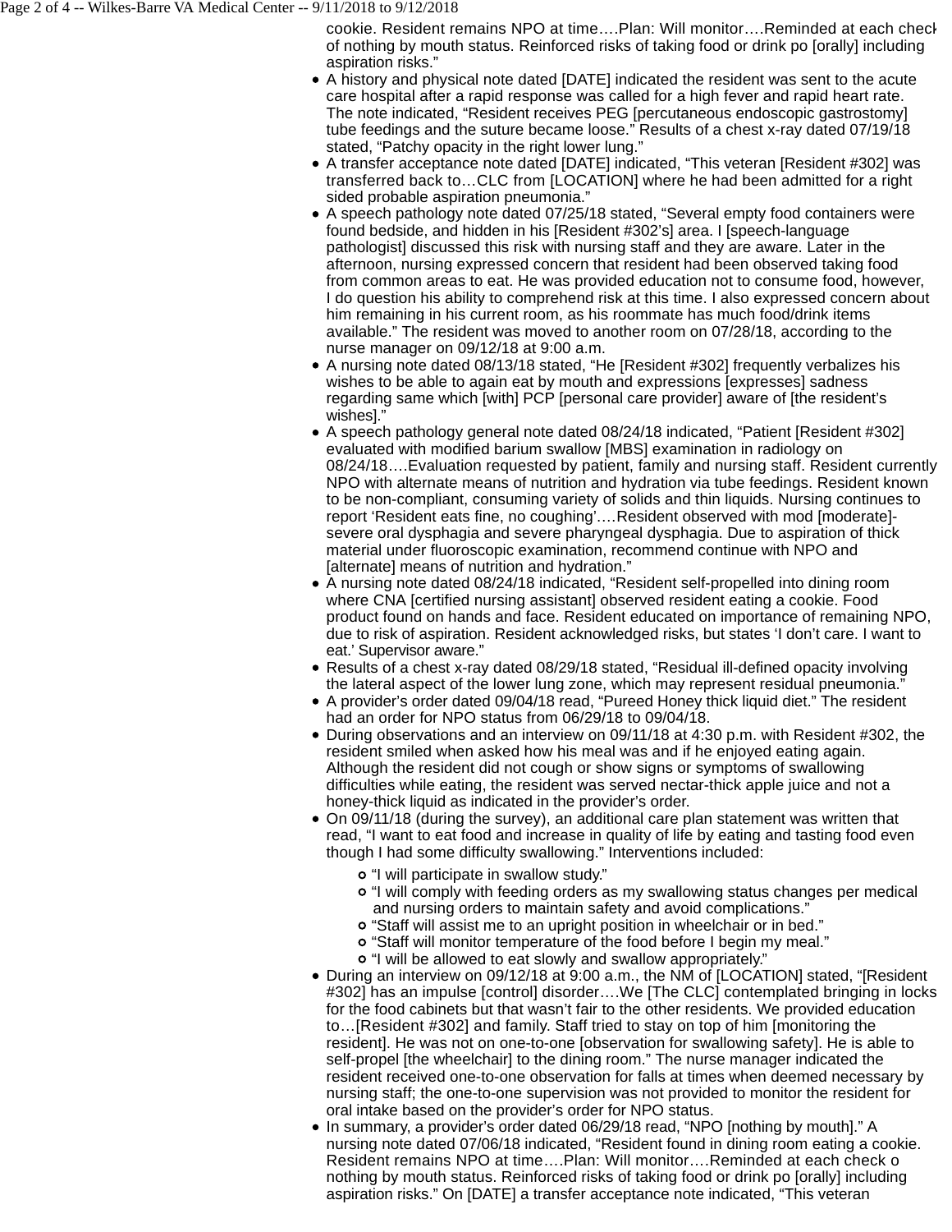cookie. Resident remains NPO at time….Plan: Will monitor….Reminded at each check of nothing by mouth status. Reinforced risks of taking food or drink po [orally] including aspiration risks."

- A history and physical note dated [DATE] indicated the resident was sent to the acute care hospital after a rapid response was called for a high fever and rapid heart rate. The note indicated, "Resident receives PEG [percutaneous endoscopic gastrostomy] tube feedings and the suture became loose." Results of a chest x-ray dated 07/19/18 stated, "Patchy opacity in the right lower lung."
- A transfer acceptance note dated [DATE] indicated, "This veteran [Resident #302] was transferred back to…CLC from [LOCATION] where he had been admitted for a right sided probable aspiration pneumonia."
- A speech pathology note dated 07/25/18 stated, "Several empty food containers were found bedside, and hidden in his [Resident #302's] area. I [speech-language pathologist] discussed this risk with nursing staff and they are aware. Later in the afternoon, nursing expressed concern that resident had been observed taking food from common areas to eat. He was provided education not to consume food, however, I do question his ability to comprehend risk at this time. I also expressed concern about him remaining in his current room, as his roommate has much food/drink items available." The resident was moved to another room on 07/28/18, according to the nurse manager on 09/12/18 at 9:00 a.m.
- A nursing note dated 08/13/18 stated, "He [Resident #302] frequently verbalizes his wishes to be able to again eat by mouth and expressions [expresses] sadness regarding same which [with] PCP [personal care provider] aware of [the resident's wishes]."
- A speech pathology general note dated 08/24/18 indicated, "Patient [Resident #302] evaluated with modified barium swallow [MBS] examination in radiology on 08/24/18….Evaluation requested by patient, family and nursing staff. Resident currently NPO with alternate means of nutrition and hydration via tube feedings. Resident known to be non-compliant, consuming variety of solids and thin liquids. Nursing continues to report 'Resident eats fine, no coughing'….Resident observed with mod [moderate]-severe oral dysphagia and severe pharyngeal dysphagia. Due to aspiration of thick material under fluoroscopic examination, recommend continue with NPO and [alternate] means of nutrition and hydration."
- A nursing note dated 08/24/18 indicated, "Resident self-propelled into dining room where CNA [certified nursing assistant] observed resident eating a cookie. Food product found on hands and face. Resident educated on importance of remaining NPO, due to risk of aspiration. Resident acknowledged risks, but states 'I don't care. I want to eat.' Supervisor aware."
- Results of a chest x-ray dated 08/29/18 stated, "Residual ill-defined opacity involving the lateral aspect of the lower lung zone, which may represent residual pneumonia."
- A provider's order dated 09/04/18 read, "Pureed Honey thick liquid diet." The resident had an order for NPO status from 06/29/18 to 09/04/18.
- During observations and an interview on 09/11/18 at 4:30 p.m. with Resident #302, the resident smiled when asked how his meal was and if he enjoyed eating again. Although the resident did not cough or show signs or symptoms of swallowing difficulties while eating, the resident was served nectar-thick apple juice and not a honey-thick liquid as indicated in the provider's order.
- On 09/11/18 (during the survey), an additional care plan statement was written that read, "I want to eat food and increase in quality of life by eating and tasting food even though I had some difficulty swallowing." Interventions included:
  - "I will participate in swallow study."
  - "I will comply with feeding orders as my swallowing status changes per medical and nursing orders to maintain safety and avoid complications."
  - "Staff will assist me to an upright position in wheelchair or in bed."
  - "Staff will monitor temperature of the food before I begin my meal."
  - "I will be allowed to eat slowly and swallow appropriately."
- During an interview on 09/12/18 at 9:00 a.m., the NM of [LOCATION] stated, "[Resident #302] has an impulse [control] disorder….We [The CLC] contemplated bringing in locks for the food cabinets but that wasn't fair to the other residents. We provided education to…[Resident #302] and family. Staff tried to stay on top of him [monitoring the resident]. He was not on one-to-one [observation for swallowing safety]. He is able to self-propel [the wheelchair] to the dining room." The nurse manager indicated the resident received one-to-one observation for falls at times when deemed necessary by nursing staff; the one-to-one supervision was not provided to monitor the resident for oral intake based on the provider's order for NPO status.
- In summary, a provider's order dated 06/29/18 read, "NPO [nothing by mouth]." A nursing note dated 07/06/18 indicated, "Resident found in dining room eating a cookie. Resident remains NPO at time….Plan: Will monitor….Reminded at each check o nothing by mouth status. Reinforced risks of taking food or drink po [orally] including aspiration risks." On [DATE] a transfer acceptance note indicated, "This veteran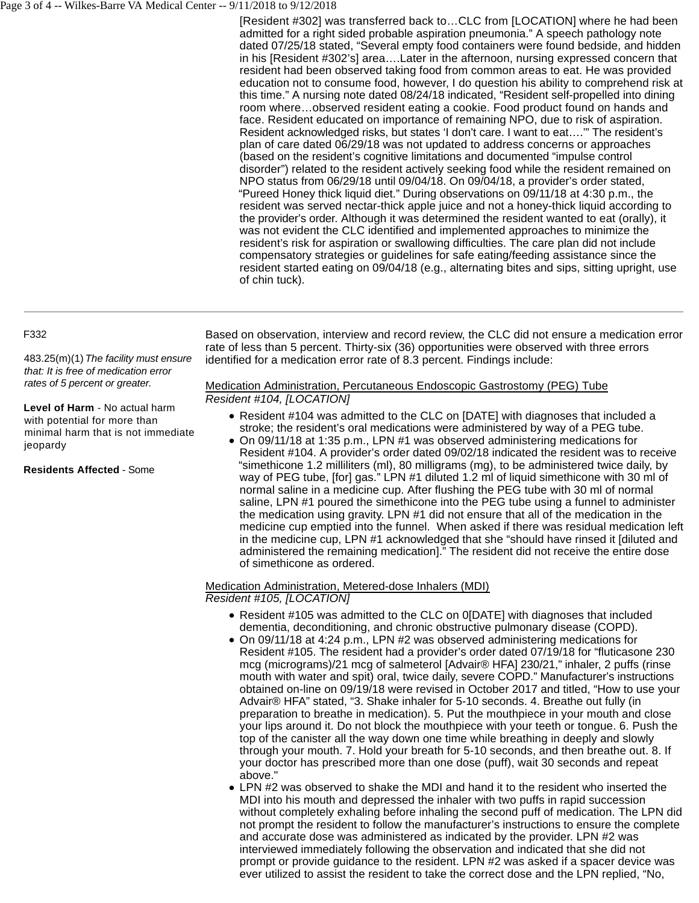[Resident #302] was transferred back to…CLC from [LOCATION] where he had been admitted for a right sided probable aspiration pneumonia." A speech pathology note dated 07/25/18 stated, "Several empty food containers were found bedside, and hidden in his [Resident #302's] area….Later in the afternoon, nursing expressed concern that resident had been observed taking food from common areas to eat. He was provided education not to consume food, however, I do question his ability to comprehend risk at this time." A nursing note dated 08/24/18 indicated, "Resident self-propelled into dining room where…observed resident eating a cookie. Food product found on hands and face. Resident educated on importance of remaining NPO, due to risk of aspiration. Resident acknowledged risks, but states 'I don't care. I want to eat….'" The resident's plan of care dated 06/29/18 was not updated to address concerns or approaches (based on the resident's cognitive limitations and documented "impulse control disorder") related to the resident actively seeking food while the resident remained on NPO status from 06/29/18 until 09/04/18. On 09/04/18, a provider's order stated, "Pureed Honey thick liquid diet." During observations on 09/11/18 at 4:30 p.m., the resident was served nectar-thick apple juice and not a honey-thick liquid according to the provider's order. Although it was determined the resident wanted to eat (orally), it was not evident the CLC identified and implemented approaches to minimize the resident's risk for aspiration or swallowing difficulties. The care plan did not include compensatory strategies or guidelines for safe eating/feeding assistance since the resident started eating on 09/04/18 (e.g., alternating bites and sips, sitting upright, use of chin tuck).

---

F332

483.25(m)(1) *The facility must ensure that: It is free of medication error rates of 5 percent or greater.*

**Level of Harm** - No actual harm with potential for more than minimal harm that is not immediate jeopardy

**Residents Affected** - Some

Based on observation, interview and record review, the CLC did not ensure a medication error rate of less than 5 percent. Thirty-six (36) opportunities were observed with three errors identified for a medication error rate of 8.3 percent. Findings include:

Medication Administration, Percutaneous Endoscopic Gastrostomy (PEG) Tube
*Resident #104, [LOCATION]*

- Resident #104 was admitted to the CLC on [DATE] with diagnoses that included a stroke; the resident's oral medications were administered by way of a PEG tube.
- On 09/11/18 at 1:35 p.m., LPN #1 was observed administering medications for Resident #104. A provider's order dated 09/02/18 indicated the resident was to receive "simethicone 1.2 milliliters (ml), 80 milligrams (mg), to be administered twice daily, by way of PEG tube, [for] gas." LPN #1 diluted 1.2 ml of liquid simethicone with 30 ml of normal saline in a medicine cup. After flushing the PEG tube with 30 ml of normal saline, LPN #1 poured the simethicone into the PEG tube using a funnel to administer the medication using gravity. LPN #1 did not ensure that all of the medication in the medicine cup emptied into the funnel. When asked if there was residual medication left in the medicine cup, LPN #1 acknowledged that she "should have rinsed it [diluted and administered the remaining medication]." The resident did not receive the entire dose of simethicone as ordered.

Medication Administration, Metered-dose Inhalers (MDI)
*Resident #105, [LOCATION]*

- Resident #105 was admitted to the CLC on 0[DATE] with diagnoses that included dementia, deconditioning, and chronic obstructive pulmonary disease (COPD).
- On 09/11/18 at 4:24 p.m., LPN #2 was observed administering medications for Resident #105. The resident had a provider's order dated 07/19/18 for "fluticasone 230 mcg (micrograms)/21 mcg of salmeterol [Advair® HFA] 230/21," inhaler, 2 puffs (rinse mouth with water and spit) oral, twice daily, severe COPD." Manufacturer's instructions obtained on-line on 09/19/18 were revised in October 2017 and titled, "How to use your Advair® HFA" stated, "3. Shake inhaler for 5-10 seconds. 4. Breathe out fully (in preparation to breathe in medication). 5. Put the mouthpiece in your mouth and close your lips around it. Do not block the mouthpiece with your teeth or tongue. 6. Push the top of the canister all the way down one time while breathing in deeply and slowly through your mouth. 7. Hold your breath for 5-10 seconds, and then breathe out. 8. If your doctor has prescribed more than one dose (puff), wait 30 seconds and repeat above."
- LPN #2 was observed to shake the MDI and hand it to the resident who inserted the MDI into his mouth and depressed the inhaler with two puffs in rapid succession without completely exhaling before inhaling the second puff of medication. The LPN did not prompt the resident to follow the manufacturer's instructions to ensure the complete and accurate dose was administered as indicated by the provider. LPN #2 was interviewed immediately following the observation and indicated that she did not prompt or provide guidance to the resident. LPN #2 was asked if a spacer device was ever utilized to assist the resident to take the correct dose and the LPN replied, "No,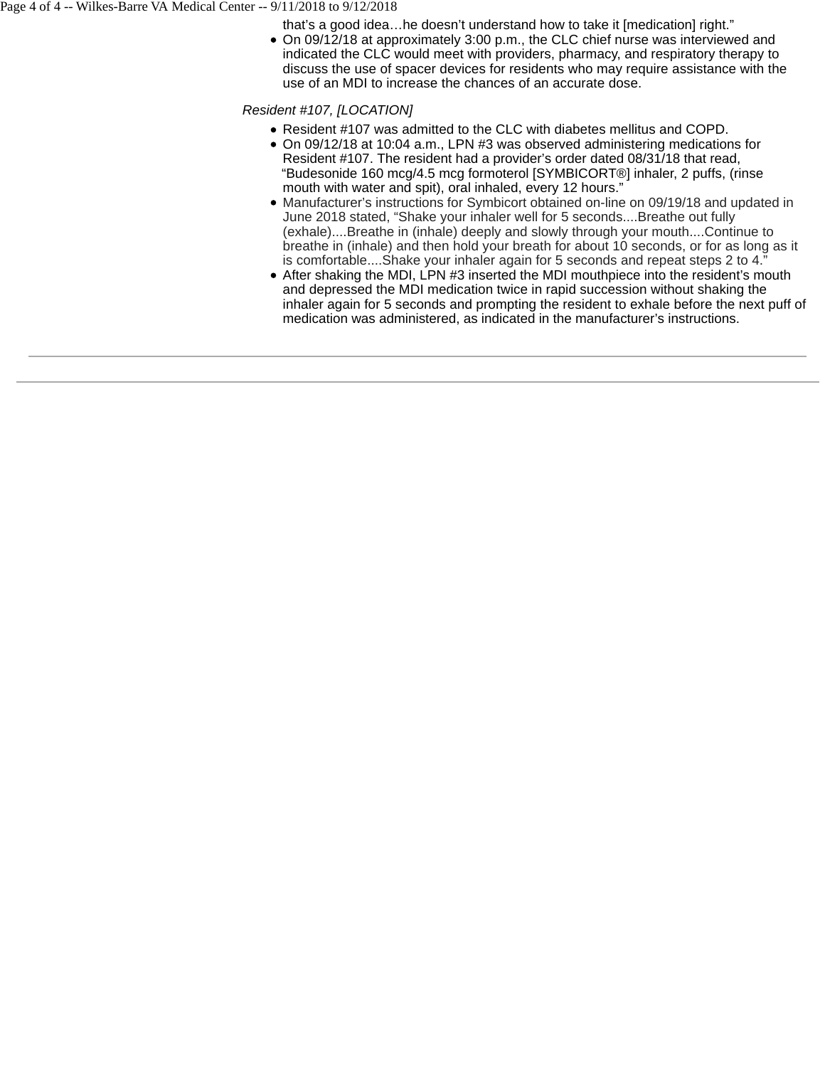that’s a good idea…he doesn’t understand how to take it [medication] right.”

- On 09/12/18 at approximately 3:00 p.m., the CLC chief nurse was interviewed and indicated the CLC would meet with providers, pharmacy, and respiratory therapy to discuss the use of spacer devices for residents who may require assistance with the use of an MDI to increase the chances of an accurate dose.

*Resident #107, [LOCATION]*

- Resident #107 was admitted to the CLC with diabetes mellitus and COPD.
- On 09/12/18 at 10:04 a.m., LPN #3 was observed administering medications for Resident #107. The resident had a provider’s order dated 08/31/18 that read, “Budesonide 160 mcg/4.5 mcg formoterol [SYMBICORT®] inhaler, 2 puffs, (rinse mouth with water and spit), oral inhaled, every 12 hours.”
- Manufacturer’s instructions for Symbicort obtained on-line on 09/19/18 and updated in June 2018 stated, “Shake your inhaler well for 5 seconds....Breathe out fully (exhale)....Breathe in (inhale) deeply and slowly through your mouth....Continue to breathe in (inhale) and then hold your breath for about 10 seconds, or for as long as it is comfortable....Shake your inhaler again for 5 seconds and repeat steps 2 to 4.”
- After shaking the MDI, LPN #3 inserted the MDI mouthpiece into the resident’s mouth and depressed the MDI medication twice in rapid succession without shaking the inhaler again for 5 seconds and prompting the resident to exhale before the next puff of medication was administered, as indicated in the manufacturer’s instructions.